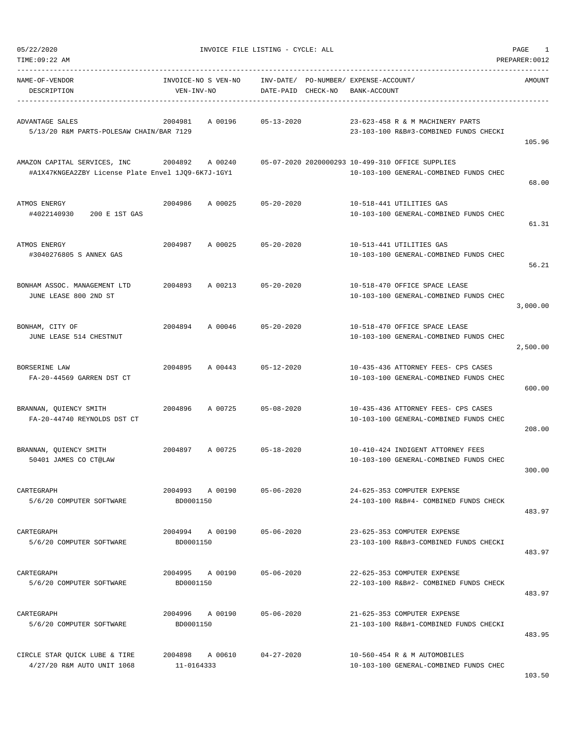05/22/2020 INVOICE FILE LISTING - CYCLE: ALL

TIME:09:22 AM PREPARER:0012

| NAME-OF-VENDOR / DESCRIPTION | INVOICE-NO | S VEN-NO / VEN-INV-NO | INV-DATE/ DATE-PAID | PO-NUMBER/ CHECK-NO | EXPENSE-ACCOUNT/ BANK-ACCOUNT | AMOUNT |
|---|---|---|---|---|---|---|
| ADVANTAGE SALES<br>5/13/20 R&M PARTS-POLESAW CHAIN/BAR 7129 | 2004981 | A 00196 | 05-13-2020 | | 23-623-458 R & M MACHINERY PARTS<br>23-103-100 R&B#3-COMBINED FUNDS CHECKI | 105.96 |
| AMAZON CAPITAL SERVICES, INC<br>#A1X47KNGEA2ZBY License Plate Envel 1JQ9-6K7J-1GY1 | 2004892 | A 00240 | 05-07-2020 | 2020000293 | 10-499-310 OFFICE SUPPLIES<br>10-103-100 GENERAL-COMBINED FUNDS CHEC | 68.00 |
| ATMOS ENERGY<br>#4022140930 200 E 1ST GAS | 2004986 | A 00025 | 05-20-2020 | | 10-518-441 UTILITIES GAS<br>10-103-100 GENERAL-COMBINED FUNDS CHEC | 61.31 |
| ATMOS ENERGY<br>#3040276805 S ANNEX GAS | 2004987 | A 00025 | 05-20-2020 | | 10-513-441 UTILITIES GAS<br>10-103-100 GENERAL-COMBINED FUNDS CHEC | 56.21 |
| BONHAM ASSOC. MANAGEMENT LTD<br>JUNE LEASE 800 2ND ST | 2004893 | A 00213 | 05-20-2020 | | 10-518-470 OFFICE SPACE LEASE<br>10-103-100 GENERAL-COMBINED FUNDS CHEC | 3,000.00 |
| BONHAM, CITY OF<br>JUNE LEASE 514 CHESTNUT | 2004894 | A 00046 | 05-20-2020 | | 10-518-470 OFFICE SPACE LEASE<br>10-103-100 GENERAL-COMBINED FUNDS CHEC | 2,500.00 |
| BORSERINE LAW<br>FA-20-44569 GARREN DST CT | 2004895 | A 00443 | 05-12-2020 | | 10-435-436 ATTORNEY FEES- CPS CASES<br>10-103-100 GENERAL-COMBINED FUNDS CHEC | 600.00 |
| BRANNAN, QUIENCY SMITH<br>FA-20-44740 REYNOLDS DST CT | 2004896 | A 00725 | 05-08-2020 | | 10-435-436 ATTORNEY FEES- CPS CASES<br>10-103-100 GENERAL-COMBINED FUNDS CHEC | 208.00 |
| BRANNAN, QUIENCY SMITH<br>50401 JAMES CO CT@LAW | 2004897 | A 00725 | 05-18-2020 | | 10-410-424 INDIGENT ATTORNEY FEES<br>10-103-100 GENERAL-COMBINED FUNDS CHEC | 300.00 |
| CARTEGRAPH<br>5/6/20 COMPUTER SOFTWARE | 2004993 | A 00190<br>BD0001150 | 05-06-2020 | | 24-625-353 COMPUTER EXPENSE<br>24-103-100 R&B#4- COMBINED FUNDS CHECK | 483.97 |
| CARTEGRAPH<br>5/6/20 COMPUTER SOFTWARE | 2004994 | A 00190<br>BD0001150 | 05-06-2020 | | 23-625-353 COMPUTER EXPENSE<br>23-103-100 R&B#3-COMBINED FUNDS CHECKI | 483.97 |
| CARTEGRAPH<br>5/6/20 COMPUTER SOFTWARE | 2004995 | A 00190<br>BD0001150 | 05-06-2020 | | 22-625-353 COMPUTER EXPENSE<br>22-103-100 R&B#2- COMBINED FUNDS CHECK | 483.97 |
| CARTEGRAPH<br>5/6/20 COMPUTER SOFTWARE | 2004996 | A 00190<br>BD0001150 | 05-06-2020 | | 21-625-353 COMPUTER EXPENSE<br>21-103-100 R&B#1-COMBINED FUNDS CHECKI | 483.95 |
| CIRCLE STAR QUICK LUBE & TIRE<br>4/27/20 R&M AUTO UNIT 1068 | 2004898 | A 00610<br>11-0164333 | 04-27-2020 | | 10-560-454 R & M AUTOMOBILES<br>10-103-100 GENERAL-COMBINED FUNDS CHEC | 103.50 |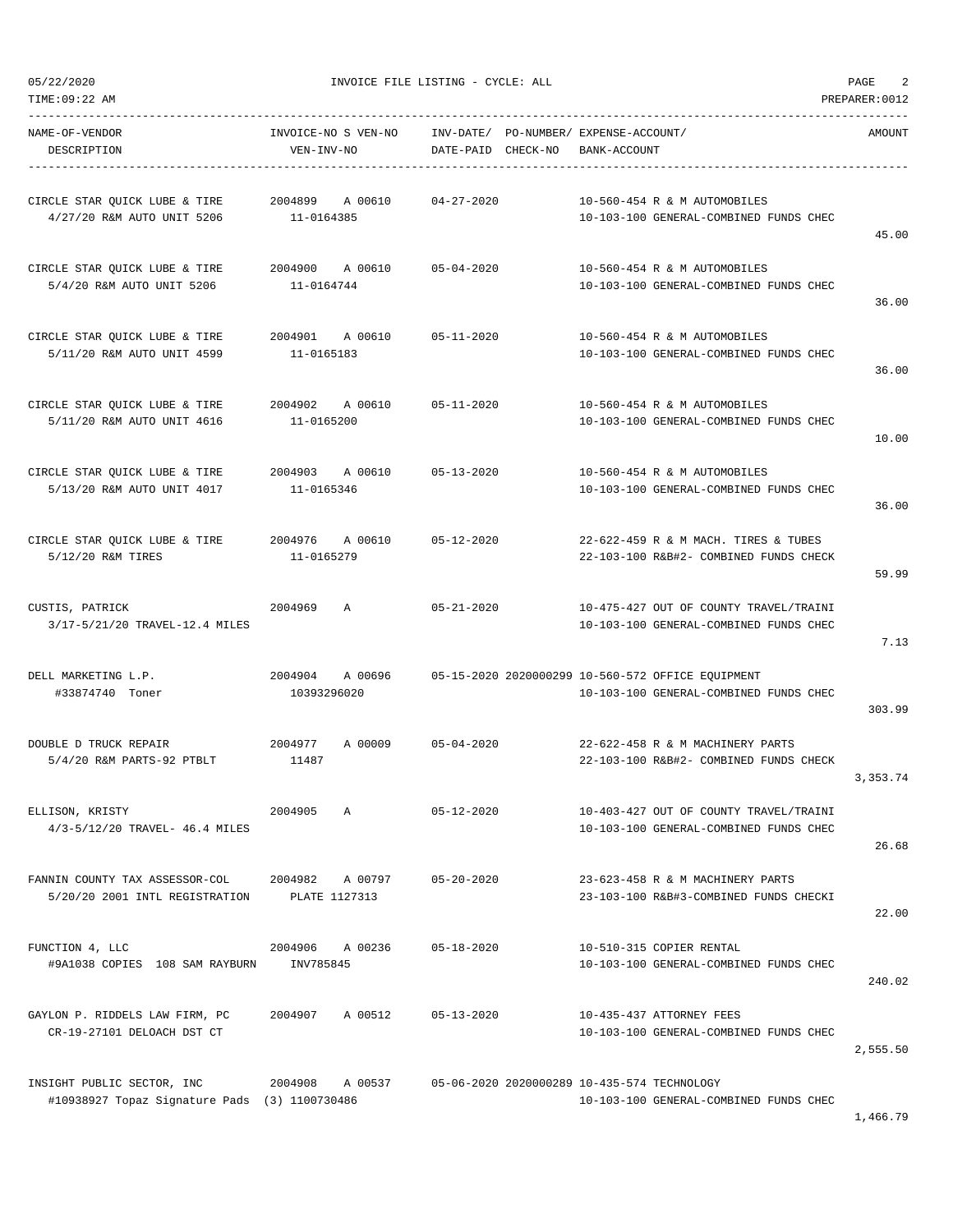05/22/2020 INVOICE FILE LISTING - CYCLE: ALL

TIME:09:22 AM PREPARER:0012

| NAME-OF-VENDOR / DESCRIPTION | INVOICE-NO S VEN-NO / VEN-INV-NO | INV-DATE/ DATE-PAID | PO-NUMBER/ CHECK-NO | EXPENSE-ACCOUNT/ BANK-ACCOUNT | AMOUNT |
|---|---|---|---|---|---|
| CIRCLE STAR QUICK LUBE & TIRE / 4/27/20 R&M AUTO UNIT 5206 | 2004899 A 00610 / 11-0164385 | 04-27-2020 | | 10-560-454 R & M AUTOMOBILES / 10-103-100 GENERAL-COMBINED FUNDS CHEC | 45.00 |
| CIRCLE STAR QUICK LUBE & TIRE / 5/4/20 R&M AUTO UNIT 5206 | 2004900 A 00610 / 11-0164744 | 05-04-2020 | | 10-560-454 R & M AUTOMOBILES / 10-103-100 GENERAL-COMBINED FUNDS CHEC | 36.00 |
| CIRCLE STAR QUICK LUBE & TIRE / 5/11/20 R&M AUTO UNIT 4599 | 2004901 A 00610 / 11-0165183 | 05-11-2020 | | 10-560-454 R & M AUTOMOBILES / 10-103-100 GENERAL-COMBINED FUNDS CHEC | 36.00 |
| CIRCLE STAR QUICK LUBE & TIRE / 5/11/20 R&M AUTO UNIT 4616 | 2004902 A 00610 / 11-0165200 | 05-11-2020 | | 10-560-454 R & M AUTOMOBILES / 10-103-100 GENERAL-COMBINED FUNDS CHEC | 10.00 |
| CIRCLE STAR QUICK LUBE & TIRE / 5/13/20 R&M AUTO UNIT 4017 | 2004903 A 00610 / 11-0165346 | 05-13-2020 | | 10-560-454 R & M AUTOMOBILES / 10-103-100 GENERAL-COMBINED FUNDS CHEC | 36.00 |
| CIRCLE STAR QUICK LUBE & TIRE / 5/12/20 R&M TIRES | 2004976 A 00610 / 11-0165279 | 05-12-2020 | | 22-622-459 R & M MACH. TIRES & TUBES / 22-103-100 R&B#2- COMBINED FUNDS CHECK | 59.99 |
| CUSTIS, PATRICK / 3/17-5/21/20 TRAVEL-12.4 MILES | 2004969 A | 05-21-2020 | | 10-475-427 OUT OF COUNTY TRAVEL/TRAINI / 10-103-100 GENERAL-COMBINED FUNDS CHEC | 7.13 |
| DELL MARKETING L.P. / #33874740 Toner | 2004904 A 00696 / 10393296020 | 05-15-2020 | 2020000299 | 10-560-572 OFFICE EQUIPMENT / 10-103-100 GENERAL-COMBINED FUNDS CHEC | 303.99 |
| DOUBLE D TRUCK REPAIR / 5/4/20 R&M PARTS-92 PTBLT | 2004977 A 00009 / 11487 | 05-04-2020 | | 22-622-458 R & M MACHINERY PARTS / 22-103-100 R&B#2- COMBINED FUNDS CHECK | 3,353.74 |
| ELLISON, KRISTY / 4/3-5/12/20 TRAVEL- 46.4 MILES | 2004905 A | 05-12-2020 | | 10-403-427 OUT OF COUNTY TRAVEL/TRAINI / 10-103-100 GENERAL-COMBINED FUNDS CHEC | 26.68 |
| FANNIN COUNTY TAX ASSESSOR-COL / 5/20/20 2001 INTL REGISTRATION | 2004982 A 00797 / PLATE 1127313 | 05-20-2020 | | 23-623-458 R & M MACHINERY PARTS / 23-103-100 R&B#3-COMBINED FUNDS CHECKI | 22.00 |
| FUNCTION 4, LLC / #9A1038 COPIES 108 SAM RAYBURN | 2004906 A 00236 / INV785845 | 05-18-2020 | | 10-510-315 COPIER RENTAL / 10-103-100 GENERAL-COMBINED FUNDS CHEC | 240.02 |
| GAYLON P. RIDDELS LAW FIRM, PC / CR-19-27101 DELOACH DST CT | 2004907 A 00512 | 05-13-2020 | | 10-435-437 ATTORNEY FEES / 10-103-100 GENERAL-COMBINED FUNDS CHEC | 2,555.50 |
| INSIGHT PUBLIC SECTOR, INC / #10938927 Topaz Signature Pads (3) | 2004908 A 00537 / 1100730486 | 05-06-2020 | 2020000289 | 10-435-574 TECHNOLOGY / 10-103-100 GENERAL-COMBINED FUNDS CHEC | 1,466.79 |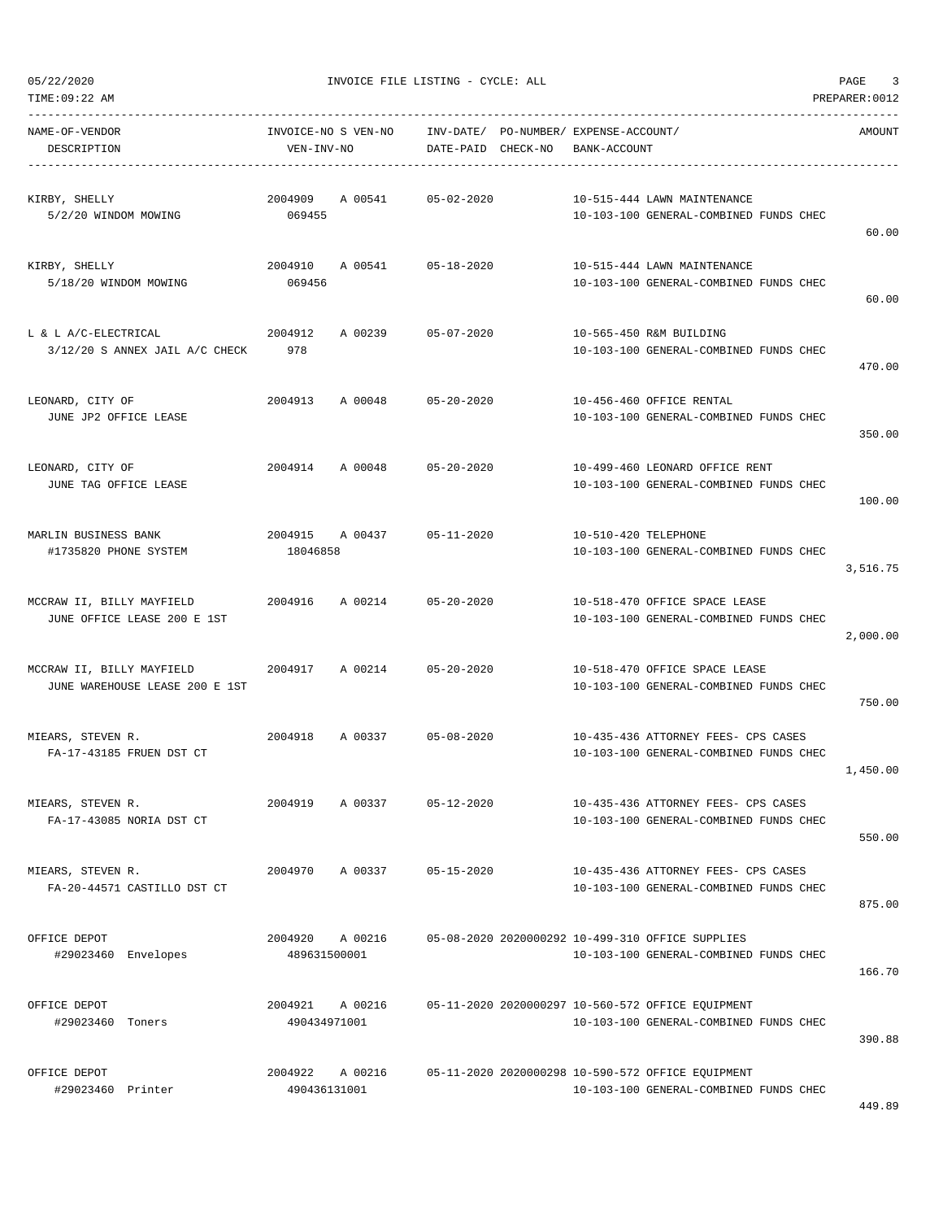05/22/2020 INVOICE FILE LISTING - CYCLE: ALL

TIME:09:22 AM PREPARER:0012

| NAME-OF-VENDOR / DESCRIPTION | INVOICE-NO S VEN-NO / VEN-INV-NO | INV-DATE/ DATE-PAID | PO-NUMBER/ CHECK-NO | EXPENSE-ACCOUNT/ BANK-ACCOUNT | AMOUNT |
|---|---|---|---|---|---|
| KIRBY, SHELLY<br>5/2/20 WINDOM MOWING | 2004909 A 00541<br>069455 | 05-02-2020 | | 10-515-444 LAWN MAINTENANCE<br>10-103-100 GENERAL-COMBINED FUNDS CHEC | 60.00 |
| KIRBY, SHELLY<br>5/18/20 WINDOM MOWING | 2004910 A 00541<br>069456 | 05-18-2020 | | 10-515-444 LAWN MAINTENANCE<br>10-103-100 GENERAL-COMBINED FUNDS CHEC | 60.00 |
| L & L A/C-ELECTRICAL<br>3/12/20 S ANNEX JAIL A/C CHECK | 2004912 A 00239<br>978 | 05-07-2020 | | 10-565-450 R&M BUILDING<br>10-103-100 GENERAL-COMBINED FUNDS CHEC | 470.00 |
| LEONARD, CITY OF<br>JUNE JP2 OFFICE LEASE | 2004913 A 00048 | 05-20-2020 | | 10-456-460 OFFICE RENTAL<br>10-103-100 GENERAL-COMBINED FUNDS CHEC | 350.00 |
| LEONARD, CITY OF<br>JUNE TAG OFFICE LEASE | 2004914 A 00048 | 05-20-2020 | | 10-499-460 LEONARD OFFICE RENT<br>10-103-100 GENERAL-COMBINED FUNDS CHEC | 100.00 |
| MARLIN BUSINESS BANK<br>#1735820 PHONE SYSTEM | 2004915 A 00437<br>18046858 | 05-11-2020 | | 10-510-420 TELEPHONE<br>10-103-100 GENERAL-COMBINED FUNDS CHEC | 3,516.75 |
| MCCRAW II, BILLY MAYFIELD<br>JUNE OFFICE LEASE 200 E 1ST | 2004916 A 00214 | 05-20-2020 | | 10-518-470 OFFICE SPACE LEASE<br>10-103-100 GENERAL-COMBINED FUNDS CHEC | 2,000.00 |
| MCCRAW II, BILLY MAYFIELD<br>JUNE WAREHOUSE LEASE 200 E 1ST | 2004917 A 00214 | 05-20-2020 | | 10-518-470 OFFICE SPACE LEASE<br>10-103-100 GENERAL-COMBINED FUNDS CHEC | 750.00 |
| MIEARS, STEVEN R.<br>FA-17-43185 FRUEN DST CT | 2004918 A 00337 | 05-08-2020 | | 10-435-436 ATTORNEY FEES- CPS CASES<br>10-103-100 GENERAL-COMBINED FUNDS CHEC | 1,450.00 |
| MIEARS, STEVEN R.<br>FA-17-43085 NORIA DST CT | 2004919 A 00337 | 05-12-2020 | | 10-435-436 ATTORNEY FEES- CPS CASES<br>10-103-100 GENERAL-COMBINED FUNDS CHEC | 550.00 |
| MIEARS, STEVEN R.<br>FA-20-44571 CASTILLO DST CT | 2004970 A 00337 | 05-15-2020 | | 10-435-436 ATTORNEY FEES- CPS CASES<br>10-103-100 GENERAL-COMBINED FUNDS CHEC | 875.00 |
| OFFICE DEPOT<br>#29023460 Envelopes | 2004920 A 00216<br>489631500001 | 05-08-2020 | 2020000292 | 10-499-310 OFFICE SUPPLIES<br>10-103-100 GENERAL-COMBINED FUNDS CHEC | 166.70 |
| OFFICE DEPOT<br>#29023460 Toners | 2004921 A 00216<br>490434971001 | 05-11-2020 | 2020000297 | 10-560-572 OFFICE EQUIPMENT<br>10-103-100 GENERAL-COMBINED FUNDS CHEC | 390.88 |
| OFFICE DEPOT<br>#29023460 Printer | 2004922 A 00216<br>490436131001 | 05-11-2020 | 2020000298 | 10-590-572 OFFICE EQUIPMENT<br>10-103-100 GENERAL-COMBINED FUNDS CHEC | 449.89 |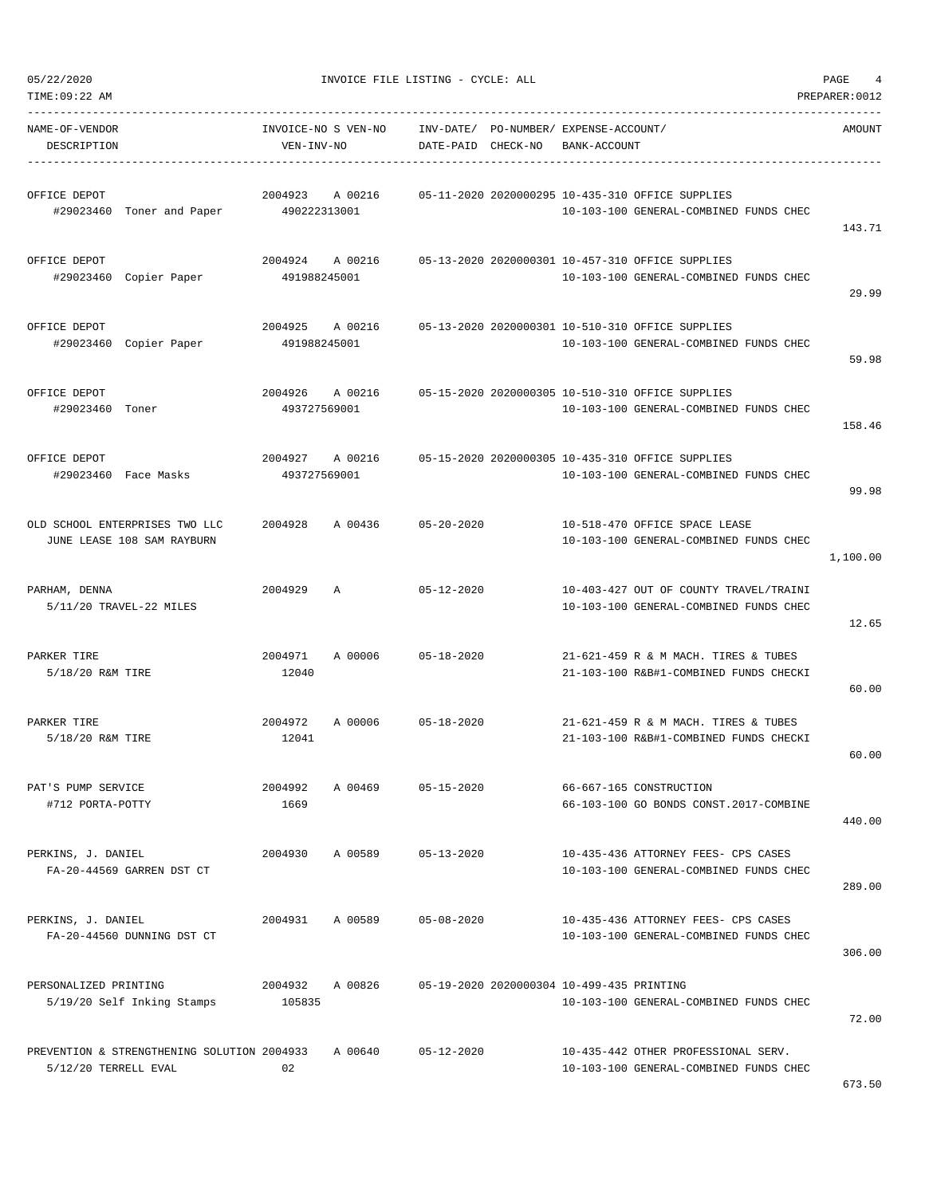05/22/2020 INVOICE FILE LISTING - CYCLE: ALL

TIME:09:22 AM PREPARER:0012

| NAME-OF-VENDOR DESCRIPTION | INVOICE-NO S VEN-NO VEN-INV-NO | INV-DATE/ DATE-PAID | PO-NUMBER/ CHECK-NO | EXPENSE-ACCOUNT/ BANK-ACCOUNT | AMOUNT |
|---|---|---|---|---|---|
| OFFICE DEPOT #29023460 Toner and Paper | 2004923 A 00216 490222313001 | 05-11-2020 | 2020000295 | 10-435-310 OFFICE SUPPLIES 10-103-100 GENERAL-COMBINED FUNDS CHEC | 143.71 |
| OFFICE DEPOT #29023460 Copier Paper | 2004924 A 00216 491988245001 | 05-13-2020 | 2020000301 | 10-457-310 OFFICE SUPPLIES 10-103-100 GENERAL-COMBINED FUNDS CHEC | 29.99 |
| OFFICE DEPOT #29023460 Copier Paper | 2004925 A 00216 491988245001 | 05-13-2020 | 2020000301 | 10-510-310 OFFICE SUPPLIES 10-103-100 GENERAL-COMBINED FUNDS CHEC | 59.98 |
| OFFICE DEPOT #29023460 Toner | 2004926 A 00216 493727569001 | 05-15-2020 | 2020000305 | 10-510-310 OFFICE SUPPLIES 10-103-100 GENERAL-COMBINED FUNDS CHEC | 158.46 |
| OFFICE DEPOT #29023460 Face Masks | 2004927 A 00216 493727569001 | 05-15-2020 | 2020000305 | 10-435-310 OFFICE SUPPLIES 10-103-100 GENERAL-COMBINED FUNDS CHEC | 99.98 |
| OLD SCHOOL ENTERPRISES TWO LLC JUNE LEASE 108 SAM RAYBURN | 2004928 A 00436 | 05-20-2020 | | 10-518-470 OFFICE SPACE LEASE 10-103-100 GENERAL-COMBINED FUNDS CHEC | 1,100.00 |
| PARHAM, DENNA 5/11/20 TRAVEL-22 MILES | 2004929 A | 05-12-2020 | | 10-403-427 OUT OF COUNTY TRAVEL/TRAINI 10-103-100 GENERAL-COMBINED FUNDS CHEC | 12.65 |
| PARKER TIRE 5/18/20 R&M TIRE | 2004971 A 00006 12040 | 05-18-2020 | | 21-621-459 R & M MACH. TIRES & TUBES 21-103-100 R&B#1-COMBINED FUNDS CHECKI | 60.00 |
| PARKER TIRE 5/18/20 R&M TIRE | 2004972 A 00006 12041 | 05-18-2020 | | 21-621-459 R & M MACH. TIRES & TUBES 21-103-100 R&B#1-COMBINED FUNDS CHECKI | 60.00 |
| PAT'S PUMP SERVICE #712 PORTA-POTTY | 2004992 A 00469 1669 | 05-15-2020 | | 66-667-165 CONSTRUCTION 66-103-100 GO BONDS CONST.2017-COMBINE | 440.00 |
| PERKINS, J. DANIEL FA-20-44569 GARREN DST CT | 2004930 A 00589 | 05-13-2020 | | 10-435-436 ATTORNEY FEES- CPS CASES 10-103-100 GENERAL-COMBINED FUNDS CHEC | 289.00 |
| PERKINS, J. DANIEL FA-20-44560 DUNNING DST CT | 2004931 A 00589 | 05-08-2020 | | 10-435-436 ATTORNEY FEES- CPS CASES 10-103-100 GENERAL-COMBINED FUNDS CHEC | 306.00 |
| PERSONALIZED PRINTING 5/19/20 Self Inking Stamps | 2004932 A 00826 105835 | 05-19-2020 | 2020000304 | 10-499-435 PRINTING 10-103-100 GENERAL-COMBINED FUNDS CHEC | 72.00 |
| PREVENTION & STRENGTHENING SOLUTION 5/12/20 TERRELL EVAL | 2004933 A 00640 02 | 05-12-2020 | | 10-435-442 OTHER PROFESSIONAL SERV. 10-103-100 GENERAL-COMBINED FUNDS CHEC | 673.50 |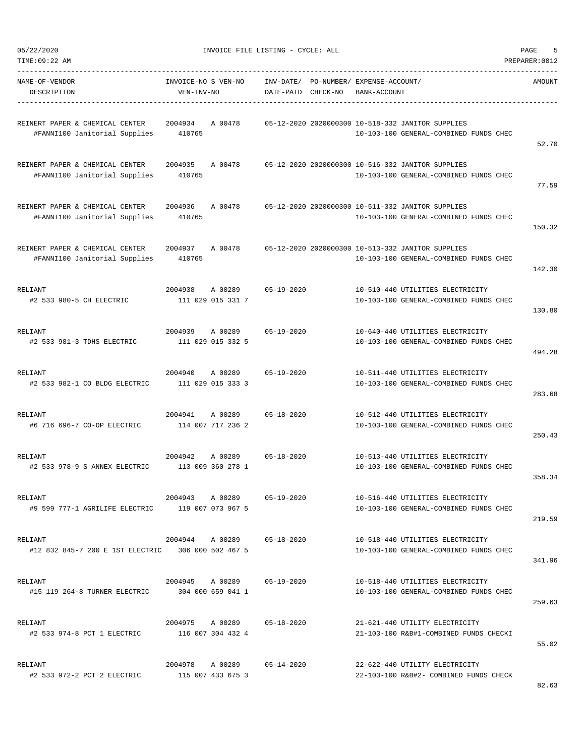05/22/2020 INVOICE FILE LISTING - CYCLE: ALL

TIME:09:22 AM PREPARER:0012

| NAME-OF-VENDOR DESCRIPTION | INVOICE-NO S VEN-NO VEN-INV-NO | INV-DATE/ DATE-PAID | PO-NUMBER/ CHECK-NO | EXPENSE-ACCOUNT/ BANK-ACCOUNT | AMOUNT |
|---|---|---|---|---|---|
| REINERT PAPER & CHEMICAL CENTER #FANNI100 Janitorial Supplies | 2004934 A 00478 410765 | 05-12-2020 | 2020000300 | 10-518-332 JANITOR SUPPLIES 10-103-100 GENERAL-COMBINED FUNDS CHEC | 52.70 |
| REINERT PAPER & CHEMICAL CENTER #FANNI100 Janitorial Supplies | 2004935 A 00478 410765 | 05-12-2020 | 2020000300 | 10-516-332 JANITOR SUPPLIES 10-103-100 GENERAL-COMBINED FUNDS CHEC | 77.59 |
| REINERT PAPER & CHEMICAL CENTER #FANNI100 Janitorial Supplies | 2004936 A 00478 410765 | 05-12-2020 | 2020000300 | 10-511-332 JANITOR SUPPLIES 10-103-100 GENERAL-COMBINED FUNDS CHEC | 150.32 |
| REINERT PAPER & CHEMICAL CENTER #FANNI100 Janitorial Supplies | 2004937 A 00478 410765 | 05-12-2020 | 2020000300 | 10-513-332 JANITOR SUPPLIES 10-103-100 GENERAL-COMBINED FUNDS CHEC | 142.30 |
| RELIANT #2 533 980-5 CH ELECTRIC | 2004938 A 00289 111 029 015 331 7 | 05-19-2020 | | 10-510-440 UTILITIES ELECTRICITY 10-103-100 GENERAL-COMBINED FUNDS CHEC | 130.80 |
| RELIANT #2 533 981-3 TDHS ELECTRIC | 2004939 A 00289 111 029 015 332 5 | 05-19-2020 | | 10-640-440 UTILITIES ELECTRICITY 10-103-100 GENERAL-COMBINED FUNDS CHEC | 494.28 |
| RELIANT #2 533 982-1 CO BLDG ELECTRIC | 2004940 A 00289 111 029 015 333 3 | 05-19-2020 | | 10-511-440 UTILITIES ELECTRICITY 10-103-100 GENERAL-COMBINED FUNDS CHEC | 283.68 |
| RELIANT #6 716 696-7 CO-OP ELECTRIC | 2004941 A 00289 114 007 717 236 2 | 05-18-2020 | | 10-512-440 UTILITIES ELECTRICITY 10-103-100 GENERAL-COMBINED FUNDS CHEC | 250.43 |
| RELIANT #2 533 978-9 S ANNEX ELECTRIC | 2004942 A 00289 113 009 360 278 1 | 05-18-2020 | | 10-513-440 UTILITIES ELECTRICITY 10-103-100 GENERAL-COMBINED FUNDS CHEC | 358.34 |
| RELIANT #9 599 777-1 AGRILIFE ELECTRIC | 2004943 A 00289 119 007 073 967 5 | 05-19-2020 | | 10-516-440 UTILITIES ELECTRICITY 10-103-100 GENERAL-COMBINED FUNDS CHEC | 219.59 |
| RELIANT #12 832 845-7 200 E 1ST ELECTRIC | 2004944 A 00289 306 000 502 467 5 | 05-18-2020 | | 10-518-440 UTILITIES ELECTRICITY 10-103-100 GENERAL-COMBINED FUNDS CHEC | 341.96 |
| RELIANT #15 119 264-8 TURNER ELECTRIC | 2004945 A 00289 304 000 659 041 1 | 05-19-2020 | | 10-518-440 UTILITIES ELECTRICITY 10-103-100 GENERAL-COMBINED FUNDS CHEC | 259.63 |
| RELIANT #2 533 974-8 PCT 1 ELECTRIC | 2004975 A 00289 116 007 304 432 4 | 05-18-2020 | | 21-621-440 UTILITY ELECTRICITY 21-103-100 R&B#1-COMBINED FUNDS CHECKI | 55.02 |
| RELIANT #2 533 972-2 PCT 2 ELECTRIC | 2004978 A 00289 115 007 433 675 3 | 05-14-2020 | | 22-622-440 UTILITY ELECTRICITY 22-103-100 R&B#2- COMBINED FUNDS CHECK | 82.63 |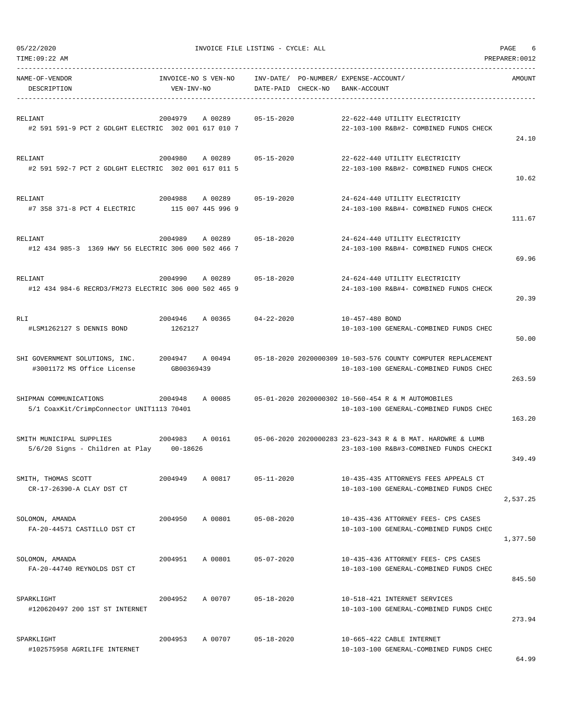INVOICE FILE LISTING - CYCLE: ALL

| NAME-OF-VENDOR / DESCRIPTION | INVOICE-NO / VEN-INV-NO | S VEN-NO | INV-DATE/ DATE-PAID | PO-NUMBER/ CHECK-NO | EXPENSE-ACCOUNT/ BANK-ACCOUNT | AMOUNT |
|---|---|---|---|---|---|---|
| RELIANT<br>#2 591 591-9 PCT 2 GDLGHT ELECTRIC | 2004979<br>302 001 617 010 7 | A 00289 | 05-15-2020 | | 22-622-440 UTILITY ELECTRICITY<br>22-103-100 R&B#2- COMBINED FUNDS CHECK | 24.10 |
| RELIANT<br>#2 591 592-7 PCT 2 GDLGHT ELECTRIC | 2004980<br>302 001 617 011 5 | A 00289 | 05-15-2020 | | 22-622-440 UTILITY ELECTRICITY<br>22-103-100 R&B#2- COMBINED FUNDS CHECK | 10.62 |
| RELIANT<br>#7 358 371-8 PCT 4 ELECTRIC | 2004988<br>115 007 445 996 9 | A 00289 | 05-19-2020 | | 24-624-440 UTILITY ELECTRICITY<br>24-103-100 R&B#4- COMBINED FUNDS CHECK | 111.67 |
| RELIANT<br>#12 434 985-3 1369 HWY 56 ELECTRIC | 2004989<br>306 000 502 466 7 | A 00289 | 05-18-2020 | | 24-624-440 UTILITY ELECTRICITY<br>24-103-100 R&B#4- COMBINED FUNDS CHECK | 69.96 |
| RELIANT<br>#12 434 984-6 RECRD3/FM273 ELECTRIC | 2004990<br>306 000 502 465 9 | A 00289 | 05-18-2020 | | 24-624-440 UTILITY ELECTRICITY<br>24-103-100 R&B#4- COMBINED FUNDS CHECK | 20.39 |
| RLI<br>#LSM1262127 S DENNIS BOND | 2004946<br>1262127 | A 00365 | 04-22-2020 | | 10-457-480 BOND<br>10-103-100 GENERAL-COMBINED FUNDS CHEC | 50.00 |
| SHI GOVERNMENT SOLUTIONS, INC.<br>#3001172 MS Office License | 2004947<br>GB00369439 | A 00494 | 05-18-2020 | 2020000309 | 10-503-576 COUNTY COMPUTER REPLACEMENT<br>10-103-100 GENERAL-COMBINED FUNDS CHEC | 263.59 |
| SHIPMAN COMMUNICATIONS<br>5/1 CoaxKit/CrimpConnector UNIT1113 | 2004948<br>70401 | A 00085 | 05-01-2020 | 2020000302 | 10-560-454 R & M AUTOMOBILES<br>10-103-100 GENERAL-COMBINED FUNDS CHEC | 163.20 |
| SMITH MUNICIPAL SUPPLIES<br>5/6/20 Signs - Children at Play | 2004983<br>00-18626 | A 00161 | 05-06-2020 | 2020000283 | 23-623-343 R & B MAT. HARDWRE & LUMB<br>23-103-100 R&B#3-COMBINED FUNDS CHECKI | 349.49 |
| SMITH, THOMAS SCOTT<br>CR-17-26390-A CLAY DST CT | 2004949 | A 00817 | 05-11-2020 | | 10-435-435 ATTORNEYS FEES APPEALS CT<br>10-103-100 GENERAL-COMBINED FUNDS CHEC | 2,537.25 |
| SOLOMON, AMANDA<br>FA-20-44571 CASTILLO DST CT | 2004950 | A 00801 | 05-08-2020 | | 10-435-436 ATTORNEY FEES- CPS CASES<br>10-103-100 GENERAL-COMBINED FUNDS CHEC | 1,377.50 |
| SOLOMON, AMANDA<br>FA-20-44740 REYNOLDS DST CT | 2004951 | A 00801 | 05-07-2020 | | 10-435-436 ATTORNEY FEES- CPS CASES<br>10-103-100 GENERAL-COMBINED FUNDS CHEC | 845.50 |
| SPARKLIGHT<br>#120620497 200 1ST ST INTERNET | 2004952 | A 00707 | 05-18-2020 | | 10-518-421 INTERNET SERVICES<br>10-103-100 GENERAL-COMBINED FUNDS CHEC | 273.94 |
| SPARKLIGHT<br>#102575958 AGRILIFE INTERNET | 2004953 | A 00707 | 05-18-2020 | | 10-665-422 CABLE INTERNET<br>10-103-100 GENERAL-COMBINED FUNDS CHEC | 64.99 |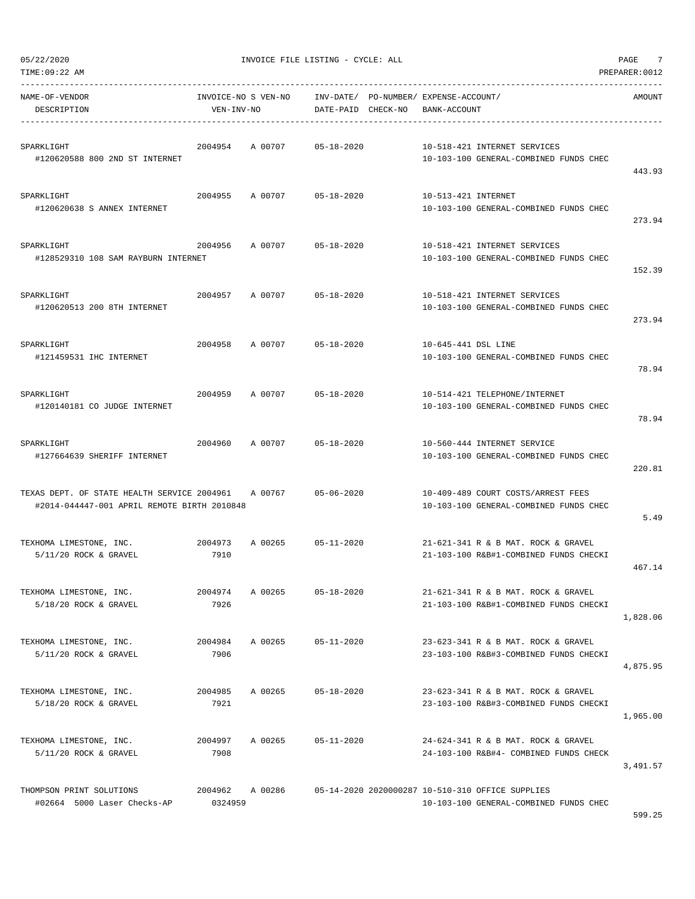05/22/2020 INVOICE FILE LISTING - CYCLE: ALL

TIME:09:22 AM PREPARER:0012

| NAME-OF-VENDOR / DESCRIPTION | INVOICE-NO / VEN-INV-NO | S VEN-NO | INV-DATE/ DATE-PAID | PO-NUMBER/ CHECK-NO | EXPENSE-ACCOUNT/ BANK-ACCOUNT | AMOUNT |
|---|---|---|---|---|---|---|
| SPARKLIGHT<br>#120620588 800 2ND ST INTERNET | 2004954 | A 00707 | 05-18-2020 | | 10-518-421 INTERNET SERVICES<br>10-103-100 GENERAL-COMBINED FUNDS CHEC | 443.93 |
| SPARKLIGHT<br>#120620638 S ANNEX INTERNET | 2004955 | A 00707 | 05-18-2020 | | 10-513-421 INTERNET<br>10-103-100 GENERAL-COMBINED FUNDS CHEC | 273.94 |
| SPARKLIGHT<br>#128529310 108 SAM RAYBURN INTERNET | 2004956 | A 00707 | 05-18-2020 | | 10-518-421 INTERNET SERVICES<br>10-103-100 GENERAL-COMBINED FUNDS CHEC | 152.39 |
| SPARKLIGHT<br>#120620513 200 8TH INTERNET | 2004957 | A 00707 | 05-18-2020 | | 10-518-421 INTERNET SERVICES<br>10-103-100 GENERAL-COMBINED FUNDS CHEC | 273.94 |
| SPARKLIGHT<br>#121459531 IHC INTERNET | 2004958 | A 00707 | 05-18-2020 | | 10-645-441 DSL LINE<br>10-103-100 GENERAL-COMBINED FUNDS CHEC | 78.94 |
| SPARKLIGHT<br>#120140181 CO JUDGE INTERNET | 2004959 | A 00707 | 05-18-2020 | | 10-514-421 TELEPHONE/INTERNET<br>10-103-100 GENERAL-COMBINED FUNDS CHEC | 78.94 |
| SPARKLIGHT<br>#127664639 SHERIFF INTERNET | 2004960 | A 00707 | 05-18-2020 | | 10-560-444 INTERNET SERVICE<br>10-103-100 GENERAL-COMBINED FUNDS CHEC | 220.81 |
| TEXAS DEPT. OF STATE HEALTH SERVICE<br>#2014-044447-001 APRIL REMOTE BIRTH 2010848 | 2004961 | A 00767 | 05-06-2020 | | 10-409-489 COURT COSTS/ARREST FEES<br>10-103-100 GENERAL-COMBINED FUNDS CHEC | 5.49 |
| TEXHOMA LIMESTONE, INC.<br>5/11/20 ROCK & GRAVEL | 2004973<br>7910 | A 00265 | 05-11-2020 | | 21-621-341 R & B MAT. ROCK & GRAVEL<br>21-103-100 R&B#1-COMBINED FUNDS CHECKI | 467.14 |
| TEXHOMA LIMESTONE, INC.<br>5/18/20 ROCK & GRAVEL | 2004974<br>7926 | A 00265 | 05-18-2020 | | 21-621-341 R & B MAT. ROCK & GRAVEL<br>21-103-100 R&B#1-COMBINED FUNDS CHECKI | 1,828.06 |
| TEXHOMA LIMESTONE, INC.<br>5/11/20 ROCK & GRAVEL | 2004984<br>7906 | A 00265 | 05-11-2020 | | 23-623-341 R & B MAT. ROCK & GRAVEL<br>23-103-100 R&B#3-COMBINED FUNDS CHECKI | 4,875.95 |
| TEXHOMA LIMESTONE, INC.<br>5/18/20 ROCK & GRAVEL | 2004985<br>7921 | A 00265 | 05-18-2020 | | 23-623-341 R & B MAT. ROCK & GRAVEL<br>23-103-100 R&B#3-COMBINED FUNDS CHECKI | 1,965.00 |
| TEXHOMA LIMESTONE, INC.<br>5/11/20 ROCK & GRAVEL | 2004997<br>7908 | A 00265 | 05-11-2020 | | 24-624-341 R & B MAT. ROCK & GRAVEL<br>24-103-100 R&B#4- COMBINED FUNDS CHECK | 3,491.57 |
| THOMPSON PRINT SOLUTIONS<br>#02664 5000 Laser Checks-AP | 2004962<br>0324959 | A 00286 | 05-14-2020 | 2020000287 | 10-510-310 OFFICE SUPPLIES<br>10-103-100 GENERAL-COMBINED FUNDS CHEC | 599.25 |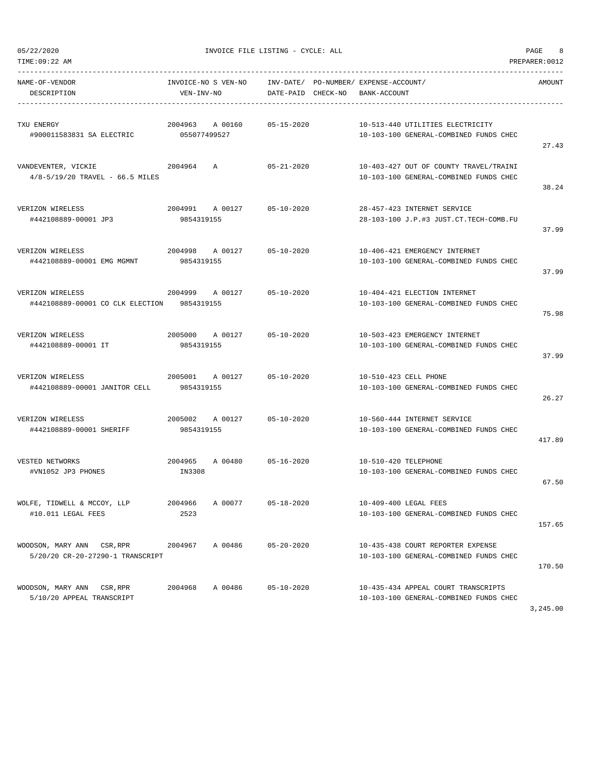05/22/2020 INVOICE FILE LISTING - CYCLE: ALL

TIME:09:22 AM PREPARER:0012

| NAME-OF-VENDOR<br>DESCRIPTION | INVOICE-NO S VEN-NO<br>VEN-INV-NO | INV-DATE/<br>DATE-PAID | PO-NUMBER/<br>CHECK-NO | EXPENSE-ACCOUNT/<br>BANK-ACCOUNT | AMOUNT |
|---|---|---|---|---|---|
| TXU ENERGY<br>#900011583831 SA ELECTRIC | 2004963 A 00160<br>055077499527 | 05-15-2020 | | 10-513-440 UTILITIES ELECTRICITY<br>10-103-100 GENERAL-COMBINED FUNDS CHEC | 27.43 |
| VANDEVENTER, VICKIE<br>4/8-5/19/20 TRAVEL - 66.5 MILES | 2004964 A | 05-21-2020 | | 10-403-427 OUT OF COUNTY TRAVEL/TRAINI<br>10-103-100 GENERAL-COMBINED FUNDS CHEC | 38.24 |
| VERIZON WIRELESS<br>#442108889-00001 JP3 | 2004991 A 00127<br>9854319155 | 05-10-2020 | | 28-457-423 INTERNET SERVICE<br>28-103-100 J.P.#3 JUST.CT.TECH-COMB.FU | 37.99 |
| VERIZON WIRELESS<br>#442108889-00001 EMG MGMNT | 2004998 A 00127<br>9854319155 | 05-10-2020 | | 10-406-421 EMERGENCY INTERNET<br>10-103-100 GENERAL-COMBINED FUNDS CHEC | 37.99 |
| VERIZON WIRELESS<br>#442108889-00001 CO CLK ELECTION | 2004999 A 00127<br>9854319155 | 05-10-2020 | | 10-404-421 ELECTION INTERNET<br>10-103-100 GENERAL-COMBINED FUNDS CHEC | 75.98 |
| VERIZON WIRELESS<br>#442108889-00001 IT | 2005000 A 00127<br>9854319155 | 05-10-2020 | | 10-503-423 EMERGENCY INTERNET<br>10-103-100 GENERAL-COMBINED FUNDS CHEC | 37.99 |
| VERIZON WIRELESS<br>#442108889-00001 JANITOR CELL | 2005001 A 00127<br>9854319155 | 05-10-2020 | | 10-510-423 CELL PHONE<br>10-103-100 GENERAL-COMBINED FUNDS CHEC | 26.27 |
| VERIZON WIRELESS<br>#442108889-00001 SHERIFF | 2005002 A 00127<br>9854319155 | 05-10-2020 | | 10-560-444 INTERNET SERVICE<br>10-103-100 GENERAL-COMBINED FUNDS CHEC | 417.89 |
| VESTED NETWORKS<br>#VN1052 JP3 PHONES | 2004965 A 00480<br>IN3308 | 05-16-2020 | | 10-510-420 TELEPHONE<br>10-103-100 GENERAL-COMBINED FUNDS CHEC | 67.50 |
| WOLFE, TIDWELL & MCCOY, LLP<br>#10.011 LEGAL FEES | 2004966 A 00077<br>2523 | 05-18-2020 | | 10-409-400 LEGAL FEES<br>10-103-100 GENERAL-COMBINED FUNDS CHEC | 157.65 |
| WOODSON, MARY ANN CSR,RPR<br>5/20/20 CR-20-27290-1 TRANSCRIPT | 2004967 A 00486 | 05-20-2020 | | 10-435-438 COURT REPORTER EXPENSE<br>10-103-100 GENERAL-COMBINED FUNDS CHEC | 170.50 |
| WOODSON, MARY ANN CSR,RPR<br>5/10/20 APPEAL TRANSCRIPT | 2004968 A 00486 | 05-10-2020 | | 10-435-434 APPEAL COURT TRANSCRIPTS<br>10-103-100 GENERAL-COMBINED FUNDS CHEC | 3,245.00 |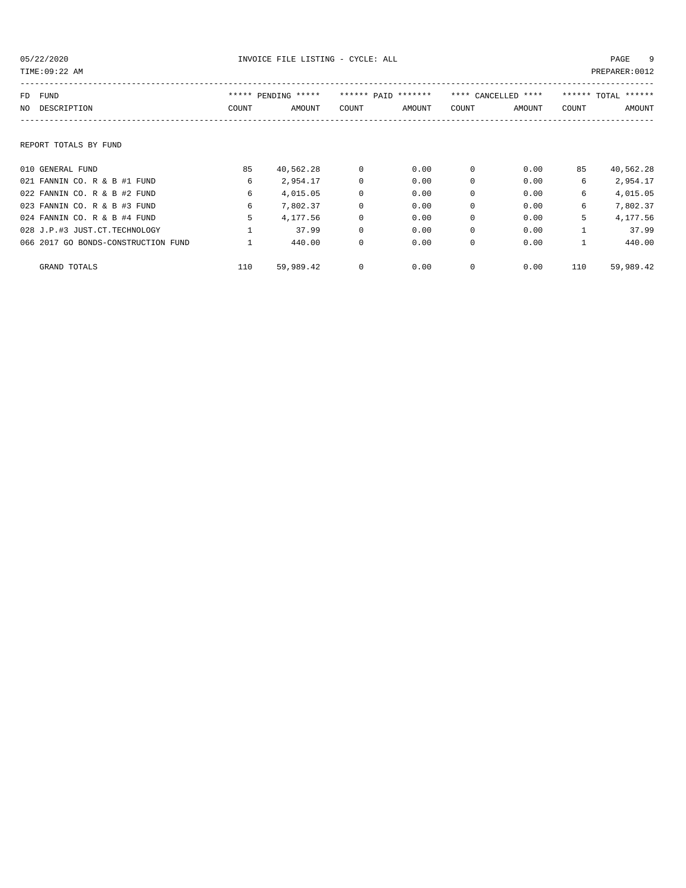INVOICE FILE LISTING - CYCLE: ALL

PREPARER:0012

| FD NO | FUND DESCRIPTION | ***** PENDING ***** COUNT | AMOUNT | ****** PAID ******* COUNT | AMOUNT | **** CANCELLED **** COUNT | AMOUNT | ****** TOTAL ****** COUNT | AMOUNT |
|---|---|---|---|---|---|---|---|---|---|

REPORT TOTALS BY FUND

| FD NO | FUND DESCRIPTION | PENDING COUNT | PENDING AMOUNT | PAID COUNT | PAID AMOUNT | CANCELLED COUNT | CANCELLED AMOUNT | TOTAL COUNT | TOTAL AMOUNT |
|---|---|---|---|---|---|---|---|---|---|
| 010 | GENERAL FUND | 85 | 40,562.28 | 0 | 0.00 | 0 | 0.00 | 85 | 40,562.28 |
| 021 | FANNIN CO. R & B #1 FUND | 6 | 2,954.17 | 0 | 0.00 | 0 | 0.00 | 6 | 2,954.17 |
| 022 | FANNIN CO. R & B #2 FUND | 6 | 4,015.05 | 0 | 0.00 | 0 | 0.00 | 6 | 4,015.05 |
| 023 | FANNIN CO. R & B #3 FUND | 6 | 7,802.37 | 0 | 0.00 | 0 | 0.00 | 6 | 7,802.37 |
| 024 | FANNIN CO. R & B #4 FUND | 5 | 4,177.56 | 0 | 0.00 | 0 | 0.00 | 5 | 4,177.56 |
| 028 | J.P.#3 JUST.CT.TECHNOLOGY | 1 | 37.99 | 0 | 0.00 | 0 | 0.00 | 1 | 37.99 |
| 066 | 2017 GO BONDS-CONSTRUCTION FUND | 1 | 440.00 | 0 | 0.00 | 0 | 0.00 | 1 | 440.00 |
| | GRAND TOTALS | 110 | 59,989.42 | 0 | 0.00 | 0 | 0.00 | 110 | 59,989.42 |